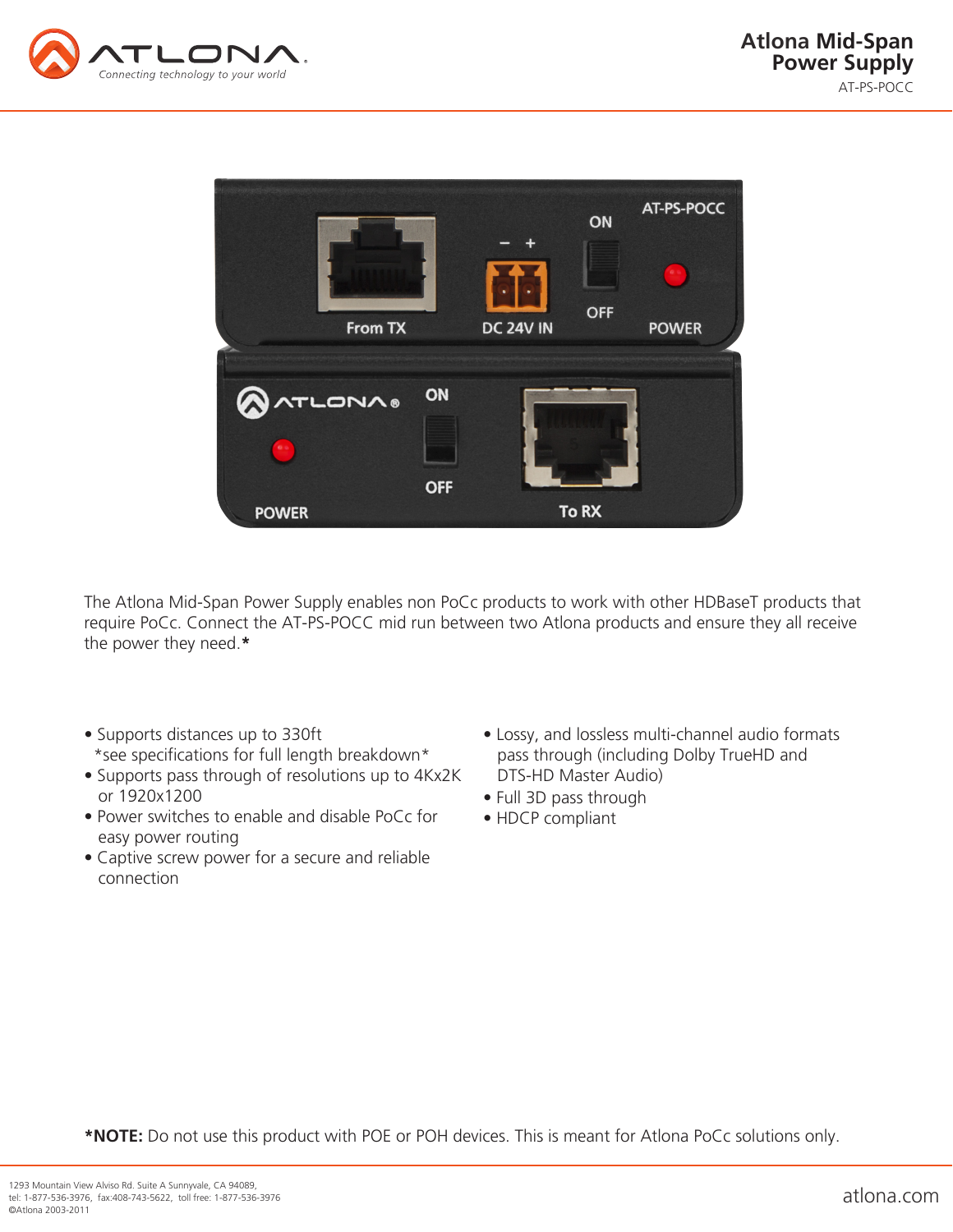# Atlona Mid-Span Power Supply

AT-PS-POCC

The Atlona Mid-Span Power Supply enables non PoCc products to work with other HDBaseT products that require PoCc. Connect the AT-PS-POCC mid run between two Atlona products and ensure they all receive the power they need.**\***

- Supports distances up to 330ft
  *see specifications for full length breakdown*
- Supports pass through of resolutions up to 4Kx2K or 1920x1200
- Power switches to enable and disable PoCc for easy power routing
- Captive screw power for a secure and reliable connection
- Lossy, and lossless multi-channel audio formats pass through (including Dolby TrueHD and DTS-HD Master Audio)
- Full 3D pass through
- HDCP compliant

**\*NOTE:** Do not use this product with POE or POH devices. This is meant for Atlona PoCc solutions only.

1293 Mountain View Alviso Rd. Suite A Sunnyvale, CA 94089,
tel: 1-877-536-3976, fax:408-743-5622, toll free: 1-877-536-3976
©Atlona 2003-2011

atlona.com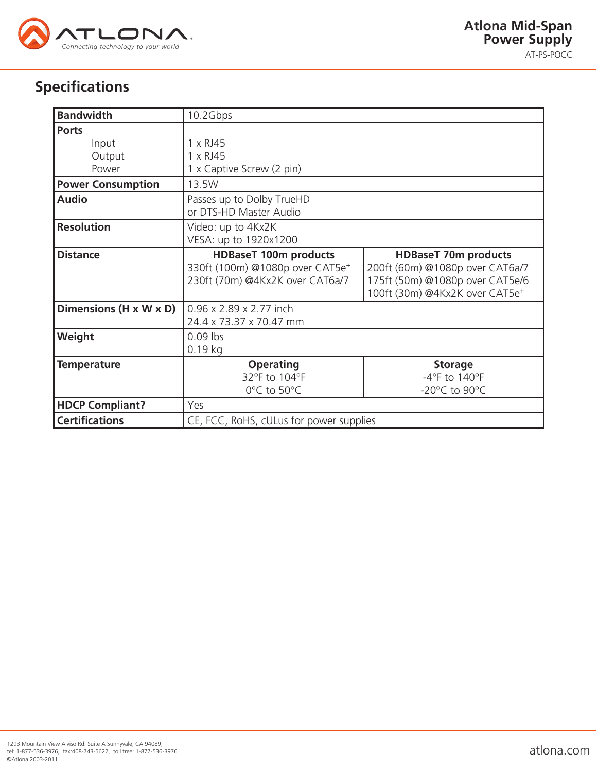## Specifications

| | | |
|---|---|---|
| **Bandwidth** | 10.2Gbps | |
| **Ports**<br>Input<br>Output<br>Power | <br>1 x RJ45<br>1 x RJ45<br>1 x Captive Screw (2 pin) | |
| **Power Consumption** | 13.5W | |
| **Audio** | Passes up to Dolby TrueHD<br>or DTS-HD Master Audio | |
| **Resolution** | Video: up to 4Kx2K<br>VESA: up to 1920x1200 | |
| **Distance** | **HDBaseT 100m products**<br>330ft (100m) @1080p over CAT5e+<br>230ft (70m) @4Kx2K over CAT6a/7 | **HDBaseT 70m products**<br>200ft (60m) @1080p over CAT6a/7<br>175ft (50m) @1080p over CAT5e/6<br>100ft (30m) @4Kx2K over CAT5e+ |
| **Dimensions (H x W x D)** | 0.96 x 2.89 x 2.77 inch<br>24.4 x 73.37 x 70.47 mm | |
| **Weight** | 0.09 lbs<br>0.19 kg | |
| **Temperature** | **Operating**<br>32°F to 104°F<br>0°C to 50°C | **Storage**<br>-4°F to 140°F<br>-20°C to 90°C |
| **HDCP Compliant?** | Yes | |
| **Certifications** | CE, FCC, RoHS, cULus for power supplies | |